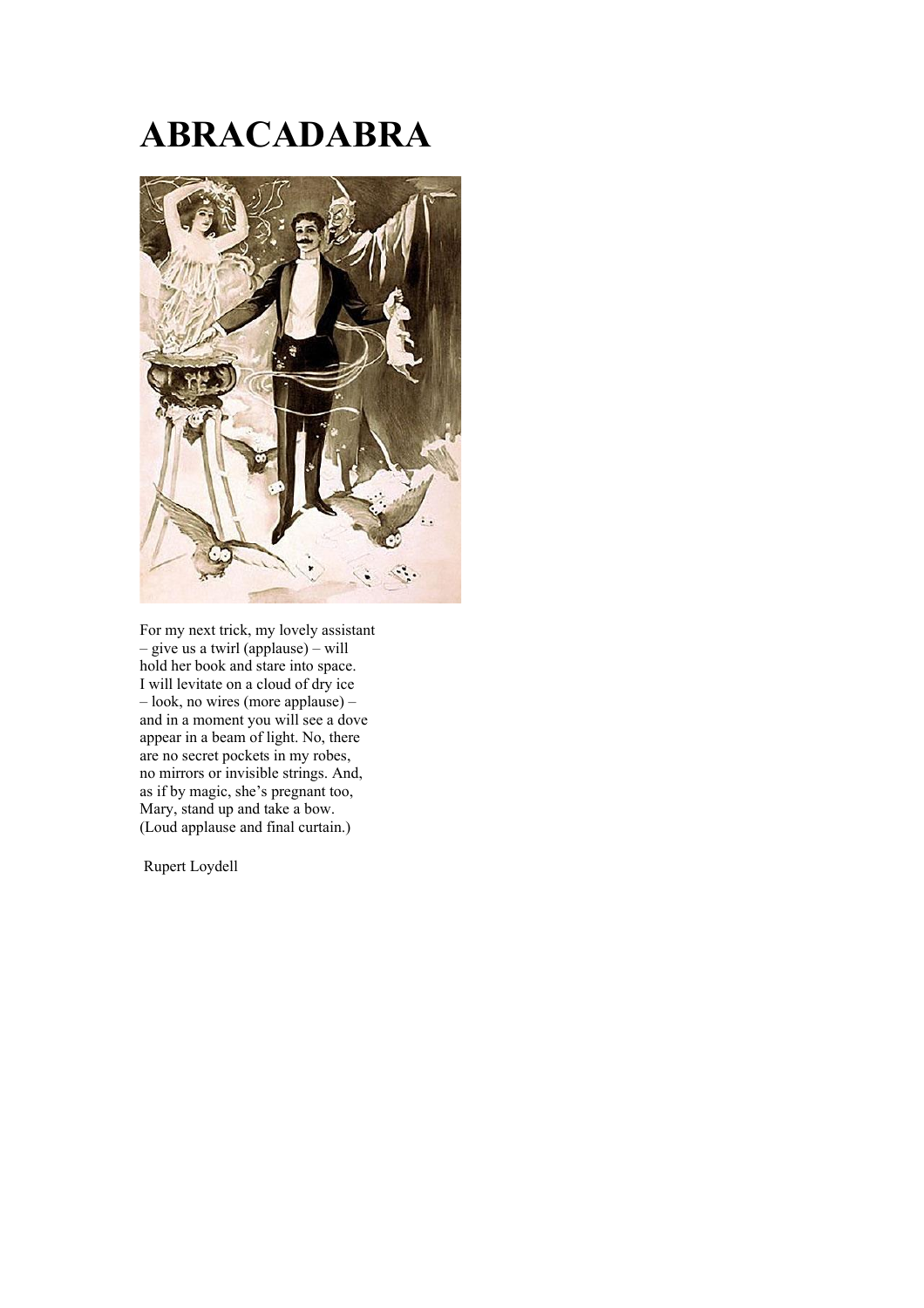# ABRACADABRA

For my next trick, my lovely assistant
– give us a twirl (applause) – will
hold her book and stare into space.
I will levitate on a cloud of dry ice
– look, no wires (more applause) –
and in a moment you will see a dove
appear in a beam of light. No, there
are no secret pockets in my robes,
no mirrors or invisible strings. And,
as if by magic, she's pregnant too,
Mary, stand up and take a bow.
(Loud applause and final curtain.)

Rupert Loydell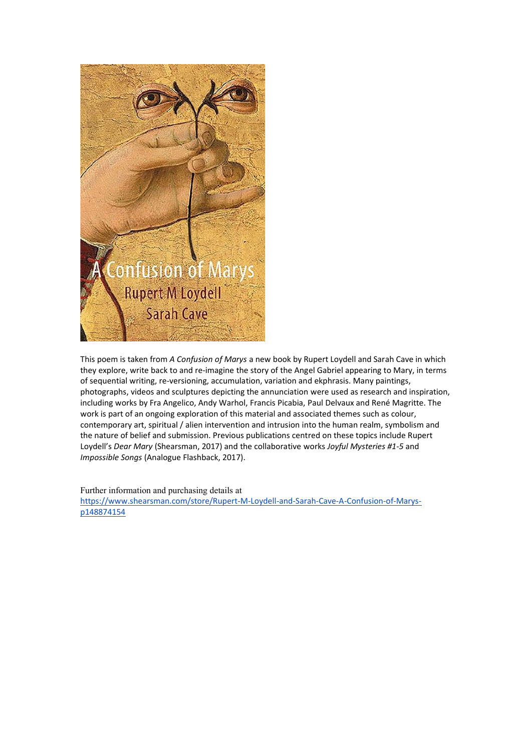This poem is taken from *A Confusion of Marys* a new book by Rupert Loydell and Sarah Cave in which they explore, write back to and re-imagine the story of the Angel Gabriel appearing to Mary, in terms of sequential writing, re-versioning, accumulation, variation and ekphrasis. Many paintings, photographs, videos and sculptures depicting the annunciation were used as research and inspiration, including works by Fra Angelico, Andy Warhol, Francis Picabia, Paul Delvaux and René Magritte. The work is part of an ongoing exploration of this material and associated themes such as colour, contemporary art, spiritual / alien intervention and intrusion into the human realm, symbolism and the nature of belief and submission. Previous publications centred on these topics include Rupert Loydell's *Dear Mary* (Shearsman, 2017) and the collaborative works *Joyful Mysteries #1-5* and *Impossible Songs* (Analogue Flashback, 2017).

Further information and purchasing details at
https://www.shearsman.com/store/Rupert-M-Loydell-and-Sarah-Cave-A-Confusion-of-Marys-p148874154